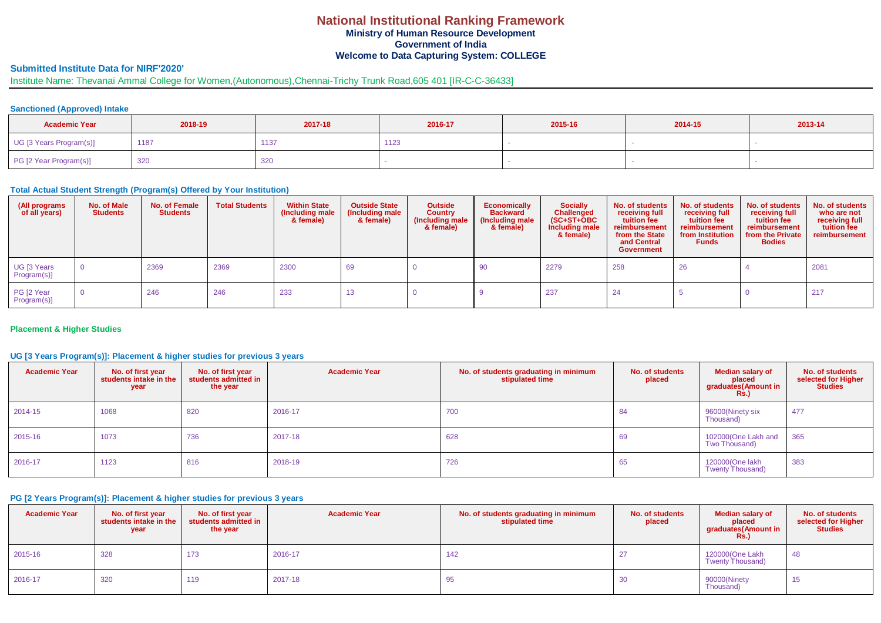# National Institutional Ranking Framework

**Ministry of Human Resource Development**

**Government of India**

**Welcome to Data Capturing System: COLLEGE**

## Submitted Institute Data for NIRF'2020'

Institute Name: Thevanai Ammal College for Women,(Autonomous),Chennai-Trichy Trunk Road,605 401 [IR-C-C-36433]

### Sanctioned (Approved) Intake

| Academic Year | 2018-19 | 2017-18 | 2016-17 | 2015-16 | 2014-15 | 2013-14 |
|---|---|---|---|---|---|---|
| UG [3 Years Program(s)] | 1187 | 1137 | 1123 | - | - | - |
| PG [2 Year Program(s)] | 320 | 320 | - | - | - | - |

### Total Actual Student Strength (Program(s) Offered by Your Institution)

| (All programs of all years) | No. of Male Students | No. of Female Students | Total Students | Within State (Including male & female) | Outside State (Including male & female) | Outside Country (Including male & female) | Economically Backward (Including male & female) | Socially Challenged (SC+ST+OBC Including male & female) | No. of students receiving full tuition fee reimbursement from the State and Central Government | No. of students receiving full tuition fee reimbursement from Institution Funds | No. of students receiving full tuition fee reimbursement from the Private Bodies | No. of students who are not receiving full tuition fee reimbursement |
|---|---|---|---|---|---|---|---|---|---|---|---|---|
| UG [3 Years Program(s)] | 0 | 2369 | 2369 | 2300 | 69 | 0 | 90 | 2279 | 258 | 26 | 4 | 2081 |
| PG [2 Year Program(s)] | 0 | 246 | 246 | 233 | 13 | 0 | 9 | 237 | 24 | 5 | 0 | 217 |

### Placement & Higher Studies

#### UG [3 Years Program(s)]: Placement & higher studies for previous 3 years

| Academic Year | No. of first year students intake in the year | No. of first year students admitted in the year | Academic Year | No. of students graduating in minimum stipulated time | No. of students placed | Median salary of placed graduates(Amount in Rs.) | No. of students selected for Higher Studies |
|---|---|---|---|---|---|---|---|
| 2014-15 | 1068 | 820 | 2016-17 | 700 | 84 | 96000(Ninety six Thousand) | 477 |
| 2015-16 | 1073 | 736 | 2017-18 | 628 | 69 | 102000(One Lakh and Two Thousand) | 365 |
| 2016-17 | 1123 | 816 | 2018-19 | 726 | 65 | 120000(One lakh Twenty Thousand) | 383 |

#### PG [2 Years Program(s)]: Placement & higher studies for previous 3 years

| Academic Year | No. of first year students intake in the year | No. of first year students admitted in the year | Academic Year | No. of students graduating in minimum stipulated time | No. of students placed | Median salary of placed graduates(Amount in Rs.) | No. of students selected for Higher Studies |
|---|---|---|---|---|---|---|---|
| 2015-16 | 328 | 173 | 2016-17 | 142 | 27 | 120000(One Lakh Twenty Thousand) | 48 |
| 2016-17 | 320 | 119 | 2017-18 | 95 | 30 | 90000(Ninety Thousand) | 15 |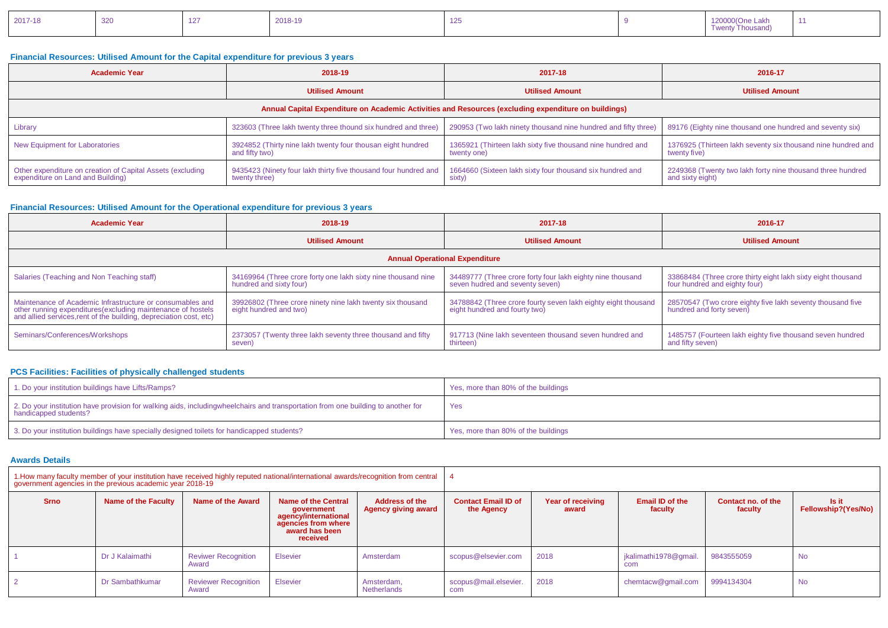| 2017-18 | 320 | 127 | 2018-19 | 125 | 9 | 120000(One Lakh Twenty Thousand) | 11 |
|---|---|---|---|---|---|---|---|

### Financial Resources: Utilised Amount for the Capital expenditure for previous 3 years

| Academic Year | 2018-19 | 2017-18 | 2016-17 |
|---|---|---|---|
| | Utilised Amount | Utilised Amount | Utilised Amount |
| **Annual Capital Expenditure on Academic Activities and Resources (excluding expenditure on buildings)** | | | |
| Library | 323603 (Three lakh twenty three thound six hundred and three) | 290953 (Two lakh ninety thousand nine hundred and fifty three) | 89176 (Eighty nine thousand one hundred and seventy six) |
| New Equipment for Laboratories | 3924852 (Thirty nine lakh twenty four thousan eight hundred and fifty two) | 1365921 (Thirteen lakh sixty five thousand nine hundred and twenty one) | 1376925 (Thirteen lakh seventy six thousand nine hundred and twenty five) |
| Other expenditure on creation of Capital Assets (excluding expenditure on Land and Building) | 9435423 (Ninety four lakh thirty five thousand four hundred and twenty three) | 1664660 (Sixteen lakh sixty four thousand six hundred and sixty) | 2249368 (Twenty two lakh forty nine thousand three hundred and sixty eight) |

### Financial Resources: Utilised Amount for the Operational expenditure for previous 3 years

| Academic Year | 2018-19 | 2017-18 | 2016-17 |
|---|---|---|---|
| | Utilised Amount | Utilised Amount | Utilised Amount |
| **Annual Operational Expenditure** | | | |
| Salaries (Teaching and Non Teaching staff) | 34169964 (Three crore forty one lakh sixty nine thousand nine hundred and sixty four) | 34489777 (Three crore forty four lakh eighty nine thousand seven hudred and seventy seven) | 33868484 (Three crore thirty eight lakh sixty eight thousand four hundred and eighty four) |
| Maintenance of Academic Infrastructure or consumables and other running expenditures(excluding maintenance of hostels and allied services,rent of the building, depreciation cost, etc) | 39926802 (Three crore ninety nine lakh twenty six thousand eight hundred and two) | 34788842 (Three crore fourty seven lakh eighty eight thousand eight hundred and fourty two) | 28570547 (Two crore eighty five lakh seventy thousand five hundred and forty seven) |
| Seminars/Conferences/Workshops | 2373057 (Twenty three lakh seventy three thousand and fifty seven) | 917713 (Nine lakh seventeen thousand seven hundred and thirteen) | 1485757 (Fourteen lakh eighty five thousand seven hundred and fifty seven) |

### PCS Facilities: Facilities of physically challenged students

| | |
|---|---|
| 1. Do your institution buildings have Lifts/Ramps? | Yes, more than 80% of the buildings |
| 2. Do your institution have provision for walking aids, includingwheelchairs and transportation from one building to another for handicapped students? | Yes |
| 3. Do your institution buildings have specially designed toilets for handicapped students? | Yes, more than 80% of the buildings |

### Awards Details

1.How many faculty member of your institution have received highly reputed national/international awards/recognition from central government agencies in the previous academic year 2018-19: 4

| Srno | Name of the Faculty | Name of the Award | Name of the Central government agency/international agencies from where award has been received | Address of the Agency giving award | Contact Email ID of the Agency | Year of receiving award | Email ID of the faculty | Contact no. of the faculty | Is it Fellowship?(Yes/No) |
|---|---|---|---|---|---|---|---|---|---|
| 1 | Dr J Kalaimathi | Reviwer Recognition Award | Elsevier | Amsterdam | scopus@elsevier.com | 2018 | jkalimathi1978@gmail.com | 9843555059 | No |
| 2 | Dr Sambathkumar | Reviewer Recognition Award | Elsevier | Amsterdam, Netherlands | scopus@mail.elsevier.com | 2018 | chemtacw@gmail.com | 9994134304 | No |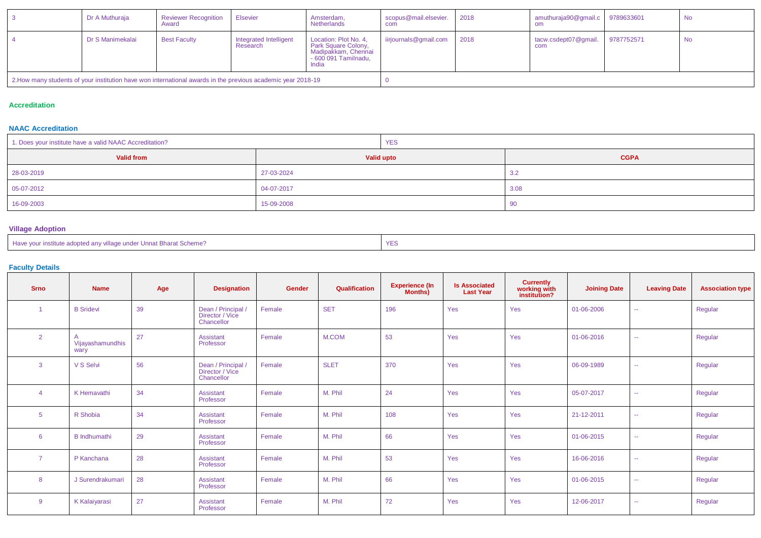| 3 | Dr A Muthuraja | Reviewer Recognition Award | Elsevier | Amsterdam, Netherlands | scopus@mail.elsevier.com | 2018 | amuthuraja90@gmail.com | 9789633601 | No |
|---|---|---|---|---|---|---|---|---|---|
| 4 | Dr S Manimekalai | Best Faculty | Integrated Intelligent Research | Location: Plot No. 4, Park Square Colony, Madipakkam, Chennai - 600 091 Tamilnadu, India | iirjournals@gmail.com | 2018 | tacw.csdept07@gmail.com | 9787752571 | No |

| 2.How many students of your institution have won international awards in the previous academic year 2018-19 | 0 |
|---|---|

## Accreditation

### NAAC Accreditation

| 1. Does your institute have a valid NAAC Accreditation? | YES |
|---|---|

| Valid from | Valid upto | CGPA |
|---|---|---|
| 28-03-2019 | 27-03-2024 | 3.2 |
| 05-07-2012 | 04-07-2017 | 3.08 |
| 16-09-2003 | 15-09-2008 | 90 |

### Village Adoption

| Have your institute adopted any village under Unnat Bharat Scheme? | YES |
|---|---|

### Faculty Details

| Srno | Name | Age | Designation | Gender | Qualification | Experience (In Months) | Is Associated Last Year | Currently working with institution? | Joining Date | Leaving Date | Association type |
|---|---|---|---|---|---|---|---|---|---|---|---|
| 1 | B Sridevi | 39 | Dean / Principal / Director / Vice Chancellor | Female | SET | 196 | Yes | Yes | 01-06-2006 | -- | Regular |
| 2 | A Vijayashamundhiswary | 27 | Assistant Professor | Female | M.COM | 53 | Yes | Yes | 01-06-2016 | -- | Regular |
| 3 | V S Selvi | 56 | Dean / Principal / Director / Vice Chancellor | Female | SLET | 370 | Yes | Yes | 06-09-1989 | -- | Regular |
| 4 | K Hemavathi | 34 | Assistant Professor | Female | M. Phil | 24 | Yes | Yes | 05-07-2017 | -- | Regular |
| 5 | R Shobia | 34 | Assistant Professor | Female | M. Phil | 108 | Yes | Yes | 21-12-2011 | -- | Regular |
| 6 | B Indhumathi | 29 | Assistant Professor | Female | M. Phil | 66 | Yes | Yes | 01-06-2015 | -- | Regular |
| 7 | P Kanchana | 28 | Assistant Professor | Female | M. Phil | 53 | Yes | Yes | 16-06-2016 | -- | Regular |
| 8 | J Surendrakumari | 28 | Assistant Professor | Female | M. Phil | 66 | Yes | Yes | 01-06-2015 | -- | Regular |
| 9 | K Kalaiyarasi | 27 | Assistant Professor | Female | M. Phil | 72 | Yes | Yes | 12-06-2017 | -- | Regular |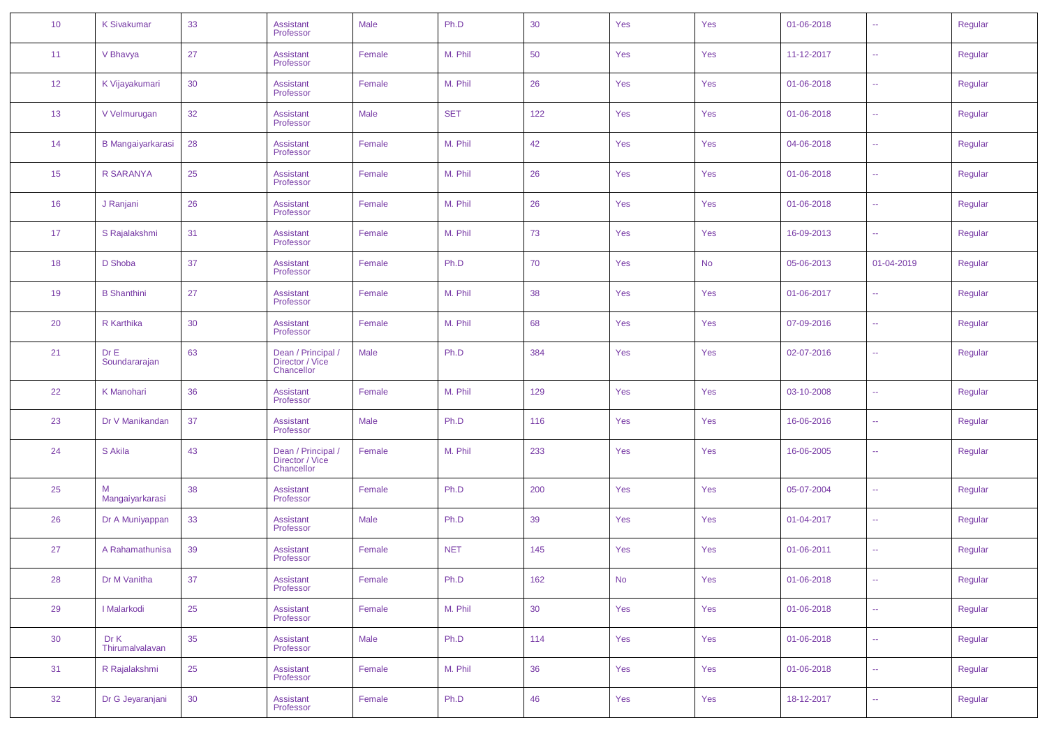| 10 | K Sivakumar | 33 | Assistant Professor | Male | Ph.D | 30 | Yes | Yes | 01-06-2018 | -- | Regular |
|---|---|---|---|---|---|---|---|---|---|---|---|
| 11 | V Bhavya | 27 | Assistant Professor | Female | M. Phil | 50 | Yes | Yes | 11-12-2017 | -- | Regular |
| 12 | K Vijayakumari | 30 | Assistant Professor | Female | M. Phil | 26 | Yes | Yes | 01-06-2018 | -- | Regular |
| 13 | V Velmurugan | 32 | Assistant Professor | Male | SET | 122 | Yes | Yes | 01-06-2018 | -- | Regular |
| 14 | B Mangaiyarkarasi | 28 | Assistant Professor | Female | M. Phil | 42 | Yes | Yes | 04-06-2018 | -- | Regular |
| 15 | R SARANYA | 25 | Assistant Professor | Female | M. Phil | 26 | Yes | Yes | 01-06-2018 | -- | Regular |
| 16 | J Ranjani | 26 | Assistant Professor | Female | M. Phil | 26 | Yes | Yes | 01-06-2018 | -- | Regular |
| 17 | S Rajalakshmi | 31 | Assistant Professor | Female | M. Phil | 73 | Yes | Yes | 16-09-2013 | -- | Regular |
| 18 | D Shoba | 37 | Assistant Professor | Female | Ph.D | 70 | Yes | No | 05-06-2013 | 01-04-2019 | Regular |
| 19 | B Shanthini | 27 | Assistant Professor | Female | M. Phil | 38 | Yes | Yes | 01-06-2017 | -- | Regular |
| 20 | R Karthika | 30 | Assistant Professor | Female | M. Phil | 68 | Yes | Yes | 07-09-2016 | -- | Regular |
| 21 | Dr E Soundararajan | 63 | Dean / Principal / Director / Vice Chancellor | Male | Ph.D | 384 | Yes | Yes | 02-07-2016 | -- | Regular |
| 22 | K Manohari | 36 | Assistant Professor | Female | M. Phil | 129 | Yes | Yes | 03-10-2008 | -- | Regular |
| 23 | Dr V Manikandan | 37 | Assistant Professor | Male | Ph.D | 116 | Yes | Yes | 16-06-2016 | -- | Regular |
| 24 | S Akila | 43 | Dean / Principal / Director / Vice Chancellor | Female | M. Phil | 233 | Yes | Yes | 16-06-2005 | -- | Regular |
| 25 | M Mangaiyarkarasi | 38 | Assistant Professor | Female | Ph.D | 200 | Yes | Yes | 05-07-2004 | -- | Regular |
| 26 | Dr A Muniyappan | 33 | Assistant Professor | Male | Ph.D | 39 | Yes | Yes | 01-04-2017 | -- | Regular |
| 27 | A Rahamathunisa | 39 | Assistant Professor | Female | NET | 145 | Yes | Yes | 01-06-2011 | -- | Regular |
| 28 | Dr M Vanitha | 37 | Assistant Professor | Female | Ph.D | 162 | No | Yes | 01-06-2018 | -- | Regular |
| 29 | I Malarkodi | 25 | Assistant Professor | Female | M. Phil | 30 | Yes | Yes | 01-06-2018 | -- | Regular |
| 30 | Dr K Thirumalvalavan | 35 | Assistant Professor | Male | Ph.D | 114 | Yes | Yes | 01-06-2018 | -- | Regular |
| 31 | R Rajalakshmi | 25 | Assistant Professor | Female | M. Phil | 36 | Yes | Yes | 01-06-2018 | -- | Regular |
| 32 | Dr G Jeyaranjani | 30 | Assistant Professor | Female | Ph.D | 46 | Yes | Yes | 18-12-2017 | -- | Regular |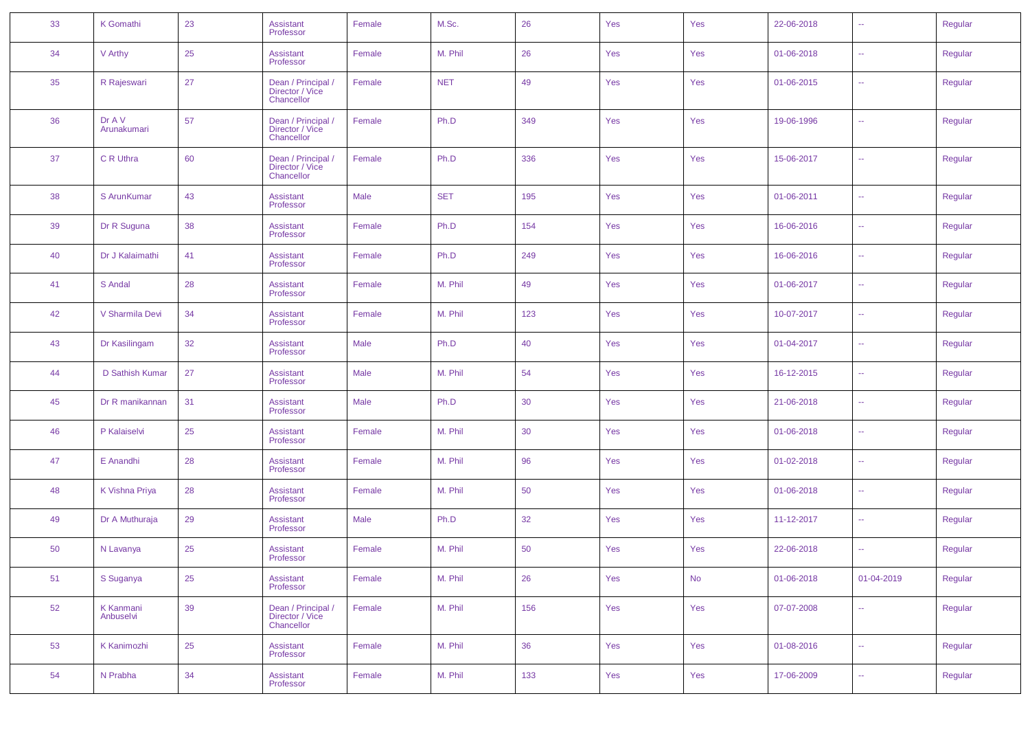| 33 | K Gomathi | 23 | Assistant Professor | Female | M.Sc. | 26 | Yes | Yes | 22-06-2018 | -- | Regular |
|---|---|---|---|---|---|---|---|---|---|---|---|
| 34 | V Arthy | 25 | Assistant Professor | Female | M. Phil | 26 | Yes | Yes | 01-06-2018 | -- | Regular |
| 35 | R Rajeswari | 27 | Dean / Principal / Director / Vice Chancellor | Female | NET | 49 | Yes | Yes | 01-06-2015 | -- | Regular |
| 36 | Dr A V Arunakumari | 57 | Dean / Principal / Director / Vice Chancellor | Female | Ph.D | 349 | Yes | Yes | 19-06-1996 | -- | Regular |
| 37 | C R Uthra | 60 | Dean / Principal / Director / Vice Chancellor | Female | Ph.D | 336 | Yes | Yes | 15-06-2017 | -- | Regular |
| 38 | S ArunKumar | 43 | Assistant Professor | Male | SET | 195 | Yes | Yes | 01-06-2011 | -- | Regular |
| 39 | Dr R Suguna | 38 | Assistant Professor | Female | Ph.D | 154 | Yes | Yes | 16-06-2016 | -- | Regular |
| 40 | Dr J Kalaimathi | 41 | Assistant Professor | Female | Ph.D | 249 | Yes | Yes | 16-06-2016 | -- | Regular |
| 41 | S Andal | 28 | Assistant Professor | Female | M. Phil | 49 | Yes | Yes | 01-06-2017 | -- | Regular |
| 42 | V Sharmila Devi | 34 | Assistant Professor | Female | M. Phil | 123 | Yes | Yes | 10-07-2017 | -- | Regular |
| 43 | Dr Kasilingam | 32 | Assistant Professor | Male | Ph.D | 40 | Yes | Yes | 01-04-2017 | -- | Regular |
| 44 | D Sathish Kumar | 27 | Assistant Professor | Male | M. Phil | 54 | Yes | Yes | 16-12-2015 | -- | Regular |
| 45 | Dr R manikannan | 31 | Assistant Professor | Male | Ph.D | 30 | Yes | Yes | 21-06-2018 | -- | Regular |
| 46 | P Kalaiselvi | 25 | Assistant Professor | Female | M. Phil | 30 | Yes | Yes | 01-06-2018 | -- | Regular |
| 47 | E Anandhi | 28 | Assistant Professor | Female | M. Phil | 96 | Yes | Yes | 01-02-2018 | -- | Regular |
| 48 | K Vishna Priya | 28 | Assistant Professor | Female | M. Phil | 50 | Yes | Yes | 01-06-2018 | -- | Regular |
| 49 | Dr A Muthuraja | 29 | Assistant Professor | Male | Ph.D | 32 | Yes | Yes | 11-12-2017 | -- | Regular |
| 50 | N Lavanya | 25 | Assistant Professor | Female | M. Phil | 50 | Yes | Yes | 22-06-2018 | -- | Regular |
| 51 | S Suganya | 25 | Assistant Professor | Female | M. Phil | 26 | Yes | No | 01-06-2018 | 01-04-2019 | Regular |
| 52 | K Kanmani Anbuselvi | 39 | Dean / Principal / Director / Vice Chancellor | Female | M. Phil | 156 | Yes | Yes | 07-07-2008 | -- | Regular |
| 53 | K Kanimozhi | 25 | Assistant Professor | Female | M. Phil | 36 | Yes | Yes | 01-08-2016 | -- | Regular |
| 54 | N Prabha | 34 | Assistant Professor | Female | M. Phil | 133 | Yes | Yes | 17-06-2009 | -- | Regular |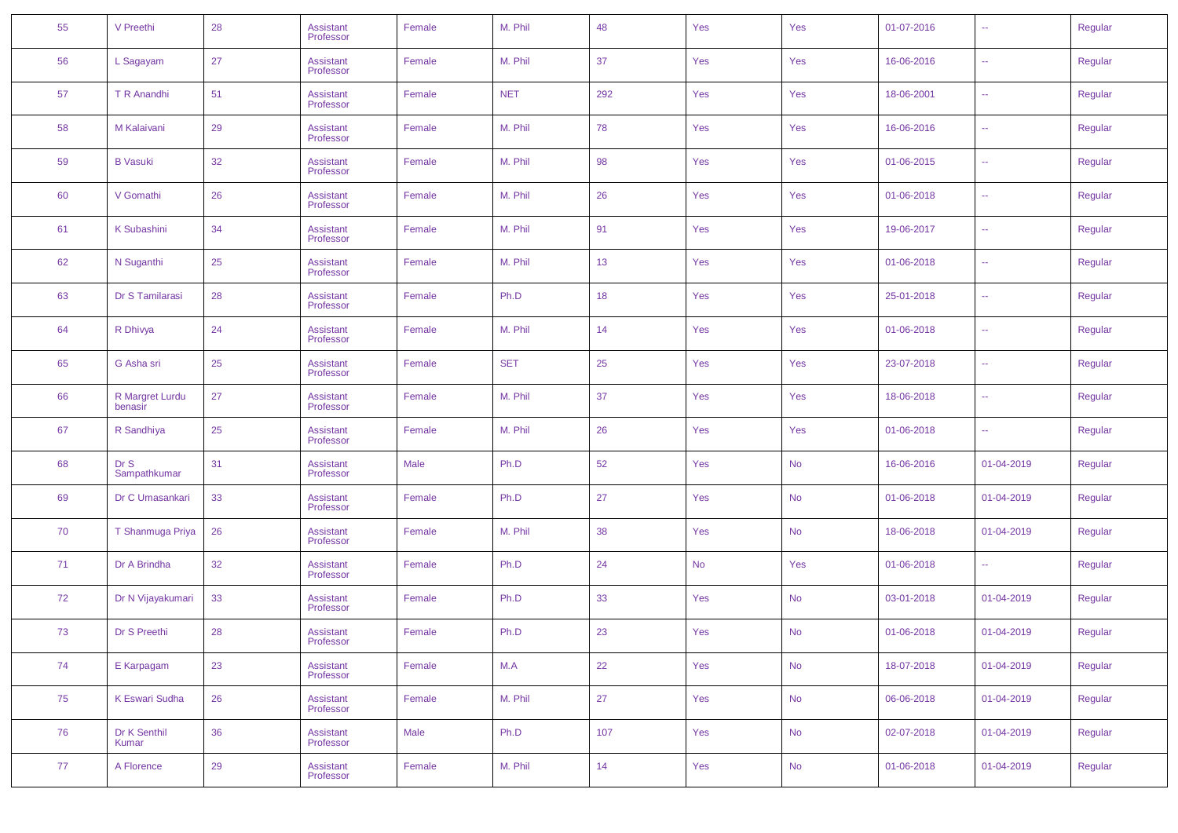|  |  |  |  |  |  |  |  |  |  |  |  |
|---|---|---|---|---|---|---|---|---|---|---|---|
| 55 | V Preethi | 28 | Assistant Professor | Female | M. Phil | 48 | Yes | Yes | 01-07-2016 | -- | Regular |
| 56 | L Sagayam | 27 | Assistant Professor | Female | M. Phil | 37 | Yes | Yes | 16-06-2016 | -- | Regular |
| 57 | T R Anandhi | 51 | Assistant Professor | Female | NET | 292 | Yes | Yes | 18-06-2001 | -- | Regular |
| 58 | M Kalaivani | 29 | Assistant Professor | Female | M. Phil | 78 | Yes | Yes | 16-06-2016 | -- | Regular |
| 59 | B Vasuki | 32 | Assistant Professor | Female | M. Phil | 98 | Yes | Yes | 01-06-2015 | -- | Regular |
| 60 | V Gomathi | 26 | Assistant Professor | Female | M. Phil | 26 | Yes | Yes | 01-06-2018 | -- | Regular |
| 61 | K Subashini | 34 | Assistant Professor | Female | M. Phil | 91 | Yes | Yes | 19-06-2017 | -- | Regular |
| 62 | N Suganthi | 25 | Assistant Professor | Female | M. Phil | 13 | Yes | Yes | 01-06-2018 | -- | Regular |
| 63 | Dr S Tamilarasi | 28 | Assistant Professor | Female | Ph.D | 18 | Yes | Yes | 25-01-2018 | -- | Regular |
| 64 | R Dhivya | 24 | Assistant Professor | Female | M. Phil | 14 | Yes | Yes | 01-06-2018 | -- | Regular |
| 65 | G Asha sri | 25 | Assistant Professor | Female | SET | 25 | Yes | Yes | 23-07-2018 | -- | Regular |
| 66 | R Margret Lurdu benasir | 27 | Assistant Professor | Female | M. Phil | 37 | Yes | Yes | 18-06-2018 | -- | Regular |
| 67 | R Sandhiya | 25 | Assistant Professor | Female | M. Phil | 26 | Yes | Yes | 01-06-2018 | -- | Regular |
| 68 | Dr S Sampathkumar | 31 | Assistant Professor | Male | Ph.D | 52 | Yes | No | 16-06-2016 | 01-04-2019 | Regular |
| 69 | Dr C Umasankari | 33 | Assistant Professor | Female | Ph.D | 27 | Yes | No | 01-06-2018 | 01-04-2019 | Regular |
| 70 | T Shanmuga Priya | 26 | Assistant Professor | Female | M. Phil | 38 | Yes | No | 18-06-2018 | 01-04-2019 | Regular |
| 71 | Dr A Brindha | 32 | Assistant Professor | Female | Ph.D | 24 | No | Yes | 01-06-2018 | -- | Regular |
| 72 | Dr N Vijayakumari | 33 | Assistant Professor | Female | Ph.D | 33 | Yes | No | 03-01-2018 | 01-04-2019 | Regular |
| 73 | Dr S Preethi | 28 | Assistant Professor | Female | Ph.D | 23 | Yes | No | 01-06-2018 | 01-04-2019 | Regular |
| 74 | E Karpagam | 23 | Assistant Professor | Female | M.A | 22 | Yes | No | 18-07-2018 | 01-04-2019 | Regular |
| 75 | K Eswari Sudha | 26 | Assistant Professor | Female | M. Phil | 27 | Yes | No | 06-06-2018 | 01-04-2019 | Regular |
| 76 | Dr K Senthil Kumar | 36 | Assistant Professor | Male | Ph.D | 107 | Yes | No | 02-07-2018 | 01-04-2019 | Regular |
| 77 | A Florence | 29 | Assistant Professor | Female | M. Phil | 14 | Yes | No | 01-06-2018 | 01-04-2019 | Regular |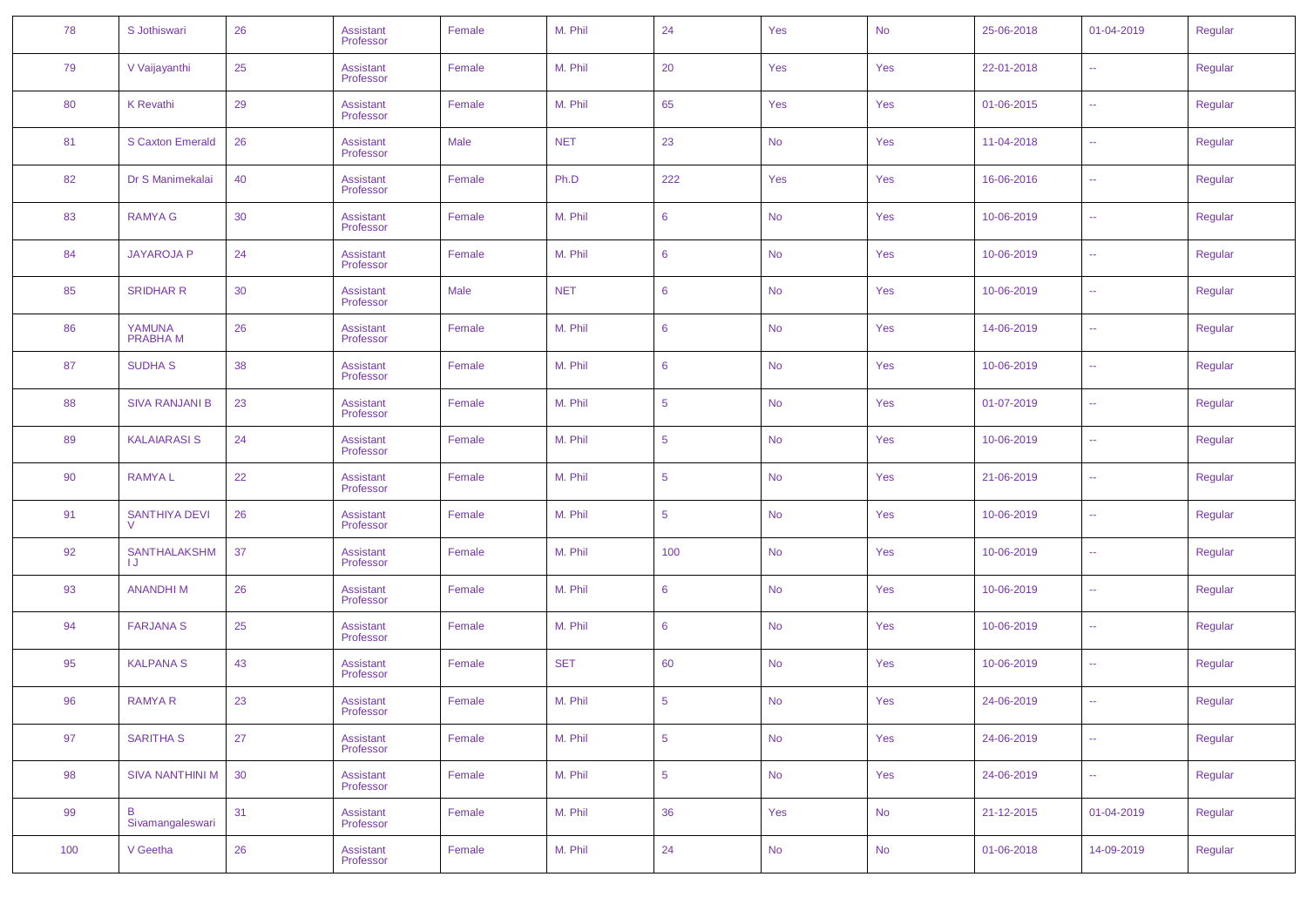| | | | | | | | | | | | |
|---|---|---|---|---|---|---|---|---|---|---|---|
| 78 | S Jothiswari | 26 | Assistant Professor | Female | M. Phil | 24 | Yes | No | 25-06-2018 | 01-04-2019 | Regular |
| 79 | V Vaijayanthi | 25 | Assistant Professor | Female | M. Phil | 20 | Yes | Yes | 22-01-2018 | -- | Regular |
| 80 | K Revathi | 29 | Assistant Professor | Female | M. Phil | 65 | Yes | Yes | 01-06-2015 | -- | Regular |
| 81 | S Caxton Emerald | 26 | Assistant Professor | Male | NET | 23 | No | Yes | 11-04-2018 | -- | Regular |
| 82 | Dr S Manimekalai | 40 | Assistant Professor | Female | Ph.D | 222 | Yes | Yes | 16-06-2016 | -- | Regular |
| 83 | RAMYA G | 30 | Assistant Professor | Female | M. Phil | 6 | No | Yes | 10-06-2019 | -- | Regular |
| 84 | JAYAROJA P | 24 | Assistant Professor | Female | M. Phil | 6 | No | Yes | 10-06-2019 | -- | Regular |
| 85 | SRIDHAR R | 30 | Assistant Professor | Male | NET | 6 | No | Yes | 10-06-2019 | -- | Regular |
| 86 | YAMUNA PRABHA M | 26 | Assistant Professor | Female | M. Phil | 6 | No | Yes | 14-06-2019 | -- | Regular |
| 87 | SUDHA S | 38 | Assistant Professor | Female | M. Phil | 6 | No | Yes | 10-06-2019 | -- | Regular |
| 88 | SIVA RANJANI B | 23 | Assistant Professor | Female | M. Phil | 5 | No | Yes | 01-07-2019 | -- | Regular |
| 89 | KALAIARASI S | 24 | Assistant Professor | Female | M. Phil | 5 | No | Yes | 10-06-2019 | -- | Regular |
| 90 | RAMYA L | 22 | Assistant Professor | Female | M. Phil | 5 | No | Yes | 21-06-2019 | -- | Regular |
| 91 | SANTHIYA DEVI V | 26 | Assistant Professor | Female | M. Phil | 5 | No | Yes | 10-06-2019 | -- | Regular |
| 92 | SANTHALAKSHMI J | 37 | Assistant Professor | Female | M. Phil | 100 | No | Yes | 10-06-2019 | -- | Regular |
| 93 | ANANDHI M | 26 | Assistant Professor | Female | M. Phil | 6 | No | Yes | 10-06-2019 | -- | Regular |
| 94 | FARJANA S | 25 | Assistant Professor | Female | M. Phil | 6 | No | Yes | 10-06-2019 | -- | Regular |
| 95 | KALPANA S | 43 | Assistant Professor | Female | SET | 60 | No | Yes | 10-06-2019 | -- | Regular |
| 96 | RAMYA R | 23 | Assistant Professor | Female | M. Phil | 5 | No | Yes | 24-06-2019 | -- | Regular |
| 97 | SARITHA S | 27 | Assistant Professor | Female | M. Phil | 5 | No | Yes | 24-06-2019 | -- | Regular |
| 98 | SIVA NANTHINI M | 30 | Assistant Professor | Female | M. Phil | 5 | No | Yes | 24-06-2019 | -- | Regular |
| 99 | B Sivamangaleswari | 31 | Assistant Professor | Female | M. Phil | 36 | Yes | No | 21-12-2015 | 01-04-2019 | Regular |
| 100 | V Geetha | 26 | Assistant Professor | Female | M. Phil | 24 | No | No | 01-06-2018 | 14-09-2019 | Regular |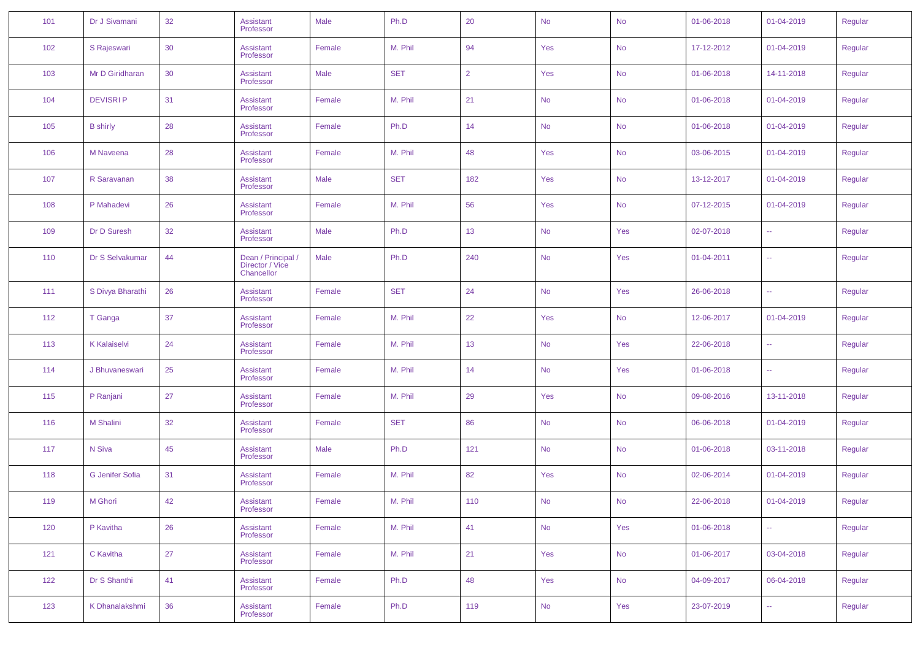| | | | | | | | | | | | |
|---|---|---|---|---|---|---|---|---|---|---|---|
| 101 | Dr J Sivamani | 32 | Assistant Professor | Male | Ph.D | 20 | No | No | 01-06-2018 | 01-04-2019 | Regular |
| 102 | S Rajeswari | 30 | Assistant Professor | Female | M. Phil | 94 | Yes | No | 17-12-2012 | 01-04-2019 | Regular |
| 103 | Mr D Giridharan | 30 | Assistant Professor | Male | SET | 2 | Yes | No | 01-06-2018 | 14-11-2018 | Regular |
| 104 | DEVISRI P | 31 | Assistant Professor | Female | M. Phil | 21 | No | No | 01-06-2018 | 01-04-2019 | Regular |
| 105 | B shirly | 28 | Assistant Professor | Female | Ph.D | 14 | No | No | 01-06-2018 | 01-04-2019 | Regular |
| 106 | M Naveena | 28 | Assistant Professor | Female | M. Phil | 48 | Yes | No | 03-06-2015 | 01-04-2019 | Regular |
| 107 | R Saravanan | 38 | Assistant Professor | Male | SET | 182 | Yes | No | 13-12-2017 | 01-04-2019 | Regular |
| 108 | P Mahadevi | 26 | Assistant Professor | Female | M. Phil | 56 | Yes | No | 07-12-2015 | 01-04-2019 | Regular |
| 109 | Dr D Suresh | 32 | Assistant Professor | Male | Ph.D | 13 | No | Yes | 02-07-2018 | -- | Regular |
| 110 | Dr S Selvakumar | 44 | Dean / Principal / Director / Vice Chancellor | Male | Ph.D | 240 | No | Yes | 01-04-2011 | -- | Regular |
| 111 | S Divya Bharathi | 26 | Assistant Professor | Female | SET | 24 | No | Yes | 26-06-2018 | -- | Regular |
| 112 | T Ganga | 37 | Assistant Professor | Female | M. Phil | 22 | Yes | No | 12-06-2017 | 01-04-2019 | Regular |
| 113 | K Kalaiselvi | 24 | Assistant Professor | Female | M. Phil | 13 | No | Yes | 22-06-2018 | -- | Regular |
| 114 | J Bhuvaneswari | 25 | Assistant Professor | Female | M. Phil | 14 | No | Yes | 01-06-2018 | -- | Regular |
| 115 | P Ranjani | 27 | Assistant Professor | Female | M. Phil | 29 | Yes | No | 09-08-2016 | 13-11-2018 | Regular |
| 116 | M Shalini | 32 | Assistant Professor | Female | SET | 86 | No | No | 06-06-2018 | 01-04-2019 | Regular |
| 117 | N Siva | 45 | Assistant Professor | Male | Ph.D | 121 | No | No | 01-06-2018 | 03-11-2018 | Regular |
| 118 | G Jenifer Sofia | 31 | Assistant Professor | Female | M. Phil | 82 | Yes | No | 02-06-2014 | 01-04-2019 | Regular |
| 119 | M Ghori | 42 | Assistant Professor | Female | M. Phil | 110 | No | No | 22-06-2018 | 01-04-2019 | Regular |
| 120 | P Kavitha | 26 | Assistant Professor | Female | M. Phil | 41 | No | Yes | 01-06-2018 | -- | Regular |
| 121 | C Kavitha | 27 | Assistant Professor | Female | M. Phil | 21 | Yes | No | 01-06-2017 | 03-04-2018 | Regular |
| 122 | Dr S Shanthi | 41 | Assistant Professor | Female | Ph.D | 48 | Yes | No | 04-09-2017 | 06-04-2018 | Regular |
| 123 | K Dhanalakshmi | 36 | Assistant Professor | Female | Ph.D | 119 | No | Yes | 23-07-2019 | -- | Regular |